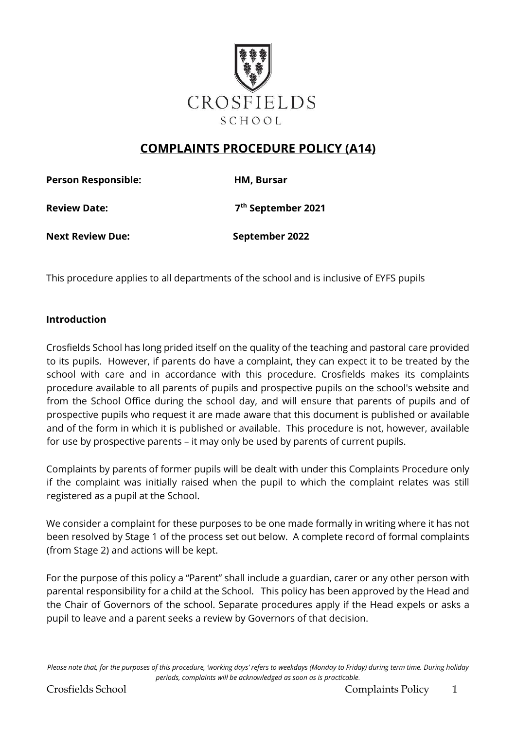CROSFIELDS

SCHOOL

# COMPLAINTS PROCEDURE POLICY (A14)

**Person Responsible:** **HM, Bursar**

**Review Date:** **7th September 2021**

**Next Review Due:** **September 2022**

This procedure applies to all departments of the school and is inclusive of EYFS pupils

## Introduction

Crosfields School has long prided itself on the quality of the teaching and pastoral care provided to its pupils. However, if parents do have a complaint, they can expect it to be treated by the school with care and in accordance with this procedure. Crosfields makes its complaints procedure available to all parents of pupils and prospective pupils on the school's website and from the School Office during the school day, and will ensure that parents of pupils and of prospective pupils who request it are made aware that this document is published or available and of the form in which it is published or available. This procedure is not, however, available for use by prospective parents – it may only be used by parents of current pupils.

Complaints by parents of former pupils will be dealt with under this Complaints Procedure only if the complaint was initially raised when the pupil to which the complaint relates was still registered as a pupil at the School.

We consider a complaint for these purposes to be one made formally in writing where it has not been resolved by Stage 1 of the process set out below. A complete record of formal complaints (from Stage 2) and actions will be kept.

For the purpose of this policy a "Parent" shall include a guardian, carer or any other person with parental responsibility for a child at the School. This policy has been approved by the Head and the Chair of Governors of the school. Separate procedures apply if the Head expels or asks a pupil to leave and a parent seeks a review by Governors of that decision.

*Please note that, for the purposes of this procedure, 'working days' refers to weekdays (Monday to Friday) during term time. During holiday periods, complaints will be acknowledged as soon as is practicable.*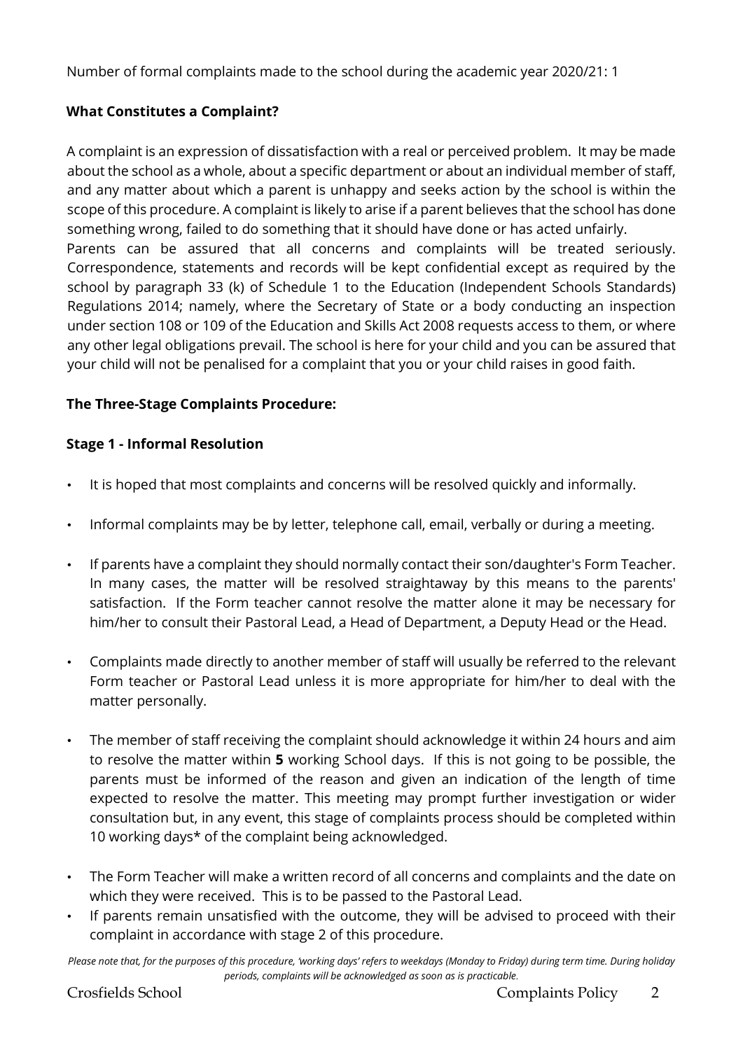Number of formal complaints made to the school during the academic year 2020/21: 1

### What Constitutes a Complaint?

A complaint is an expression of dissatisfaction with a real or perceived problem. It may be made about the school as a whole, about a specific department or about an individual member of staff, and any matter about which a parent is unhappy and seeks action by the school is within the scope of this procedure. A complaint is likely to arise if a parent believes that the school has done something wrong, failed to do something that it should have done or has acted unfairly.
Parents can be assured that all concerns and complaints will be treated seriously. Correspondence, statements and records will be kept confidential except as required by the school by paragraph 33 (k) of Schedule 1 to the Education (Independent Schools Standards) Regulations 2014; namely, where the Secretary of State or a body conducting an inspection under section 108 or 109 of the Education and Skills Act 2008 requests access to them, or where any other legal obligations prevail. The school is here for your child and you can be assured that your child will not be penalised for a complaint that you or your child raises in good faith.

### The Three-Stage Complaints Procedure:

### Stage 1 - Informal Resolution

- It is hoped that most complaints and concerns will be resolved quickly and informally.
- Informal complaints may be by letter, telephone call, email, verbally or during a meeting.
- If parents have a complaint they should normally contact their son/daughter's Form Teacher. In many cases, the matter will be resolved straightaway by this means to the parents' satisfaction. If the Form teacher cannot resolve the matter alone it may be necessary for him/her to consult their Pastoral Lead, a Head of Department, a Deputy Head or the Head.
- Complaints made directly to another member of staff will usually be referred to the relevant Form teacher or Pastoral Lead unless it is more appropriate for him/her to deal with the matter personally.
- The member of staff receiving the complaint should acknowledge it within 24 hours and aim to resolve the matter within **5** working School days. If this is not going to be possible, the parents must be informed of the reason and given an indication of the length of time expected to resolve the matter. This meeting may prompt further investigation or wider consultation but, in any event, this stage of complaints process should be completed within 10 working days* of the complaint being acknowledged.
- The Form Teacher will make a written record of all concerns and complaints and the date on which they were received. This is to be passed to the Pastoral Lead.
- If parents remain unsatisfied with the outcome, they will be advised to proceed with their complaint in accordance with stage 2 of this procedure.

*Please note that, for the purposes of this procedure, 'working days' refers to weekdays (Monday to Friday) during term time. During holiday periods, complaints will be acknowledged as soon as is practicable.*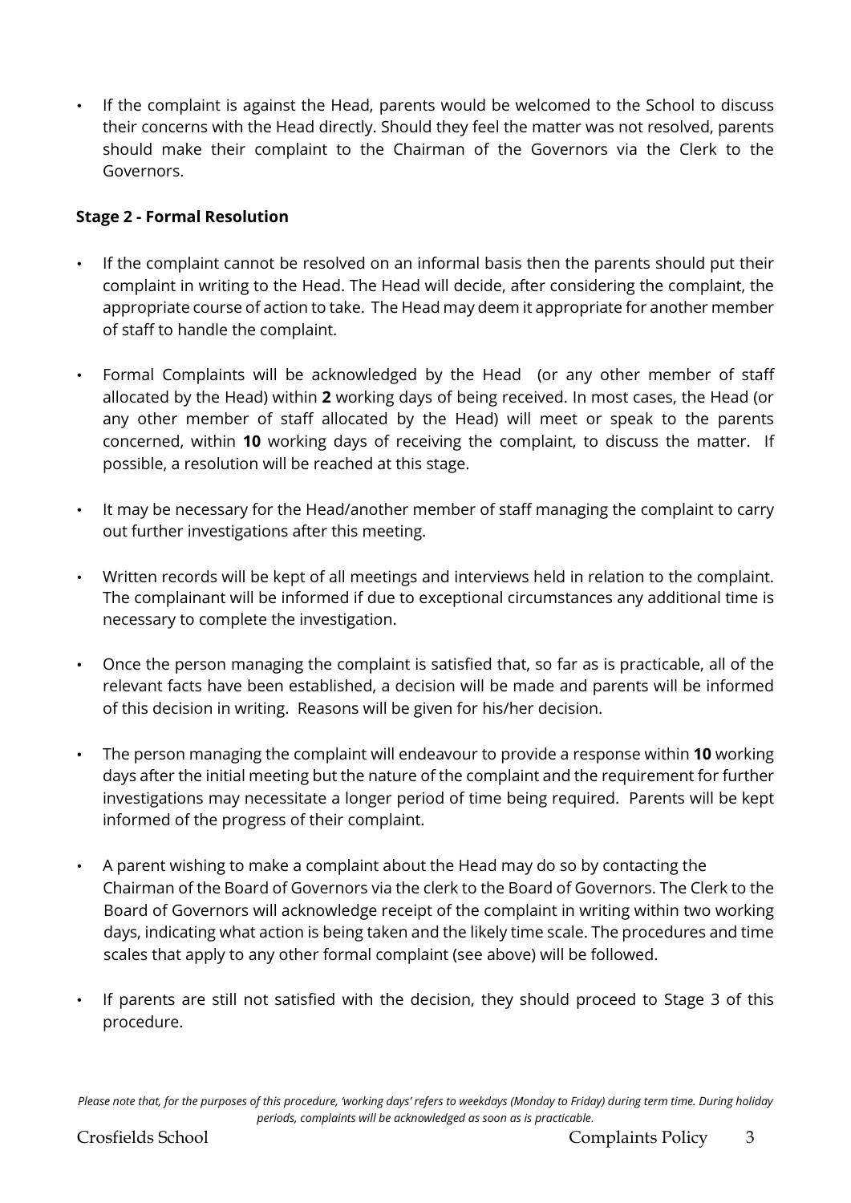- If the complaint is against the Head, parents would be welcomed to the School to discuss their concerns with the Head directly. Should they feel the matter was not resolved, parents should make their complaint to the Chairman of the Governors via the Clerk to the Governors.

**Stage 2 - Formal Resolution**

- If the complaint cannot be resolved on an informal basis then the parents should put their complaint in writing to the Head. The Head will decide, after considering the complaint, the appropriate course of action to take. The Head may deem it appropriate for another member of staff to handle the complaint.

- Formal Complaints will be acknowledged by the Head (or any other member of staff allocated by the Head) within **2** working days of being received. In most cases, the Head (or any other member of staff allocated by the Head) will meet or speak to the parents concerned, within **10** working days of receiving the complaint, to discuss the matter. If possible, a resolution will be reached at this stage.

- It may be necessary for the Head/another member of staff managing the complaint to carry out further investigations after this meeting.

- Written records will be kept of all meetings and interviews held in relation to the complaint. The complainant will be informed if due to exceptional circumstances any additional time is necessary to complete the investigation.

- Once the person managing the complaint is satisfied that, so far as is practicable, all of the relevant facts have been established, a decision will be made and parents will be informed of this decision in writing. Reasons will be given for his/her decision.

- The person managing the complaint will endeavour to provide a response within **10** working days after the initial meeting but the nature of the complaint and the requirement for further investigations may necessitate a longer period of time being required. Parents will be kept informed of the progress of their complaint.

- A parent wishing to make a complaint about the Head may do so by contacting the Chairman of the Board of Governors via the clerk to the Board of Governors. The Clerk to the Board of Governors will acknowledge receipt of the complaint in writing within two working days, indicating what action is being taken and the likely time scale. The procedures and time scales that apply to any other formal complaint (see above) will be followed.

- If parents are still not satisfied with the decision, they should proceed to Stage 3 of this procedure.

*Please note that, for the purposes of this procedure, 'working days' refers to weekdays (Monday to Friday) during term time. During holiday periods, complaints will be acknowledged as soon as is practicable.*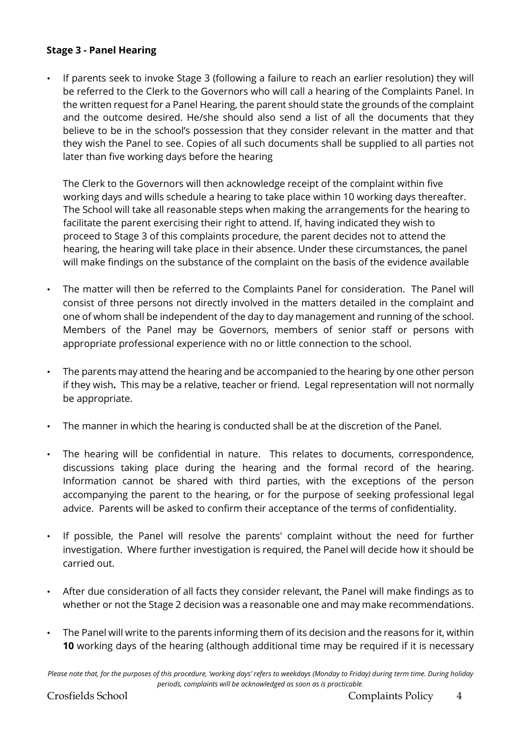**Stage 3 - Panel Hearing**

- If parents seek to invoke Stage 3 (following a failure to reach an earlier resolution) they will be referred to the Clerk to the Governors who will call a hearing of the Complaints Panel. In the written request for a Panel Hearing, the parent should state the grounds of the complaint and the outcome desired. He/she should also send a list of all the documents that they believe to be in the school's possession that they consider relevant in the matter and that they wish the Panel to see. Copies of all such documents shall be supplied to all parties not later than five working days before the hearing

  The Clerk to the Governors will then acknowledge receipt of the complaint within five working days and wills schedule a hearing to take place within 10 working days thereafter. The School will take all reasonable steps when making the arrangements for the hearing to facilitate the parent exercising their right to attend. If, having indicated they wish to proceed to Stage 3 of this complaints procedure, the parent decides not to attend the hearing, the hearing will take place in their absence. Under these circumstances, the panel will make findings on the substance of the complaint on the basis of the evidence available

- The matter will then be referred to the Complaints Panel for consideration. The Panel will consist of three persons not directly involved in the matters detailed in the complaint and one of whom shall be independent of the day to day management and running of the school. Members of the Panel may be Governors, members of senior staff or persons with appropriate professional experience with no or little connection to the school.

- The parents may attend the hearing and be accompanied to the hearing by one other person if they wish**.** This may be a relative, teacher or friend. Legal representation will not normally be appropriate.

- The manner in which the hearing is conducted shall be at the discretion of the Panel.

- The hearing will be confidential in nature. This relates to documents, correspondence, discussions taking place during the hearing and the formal record of the hearing. Information cannot be shared with third parties, with the exceptions of the person accompanying the parent to the hearing, or for the purpose of seeking professional legal advice. Parents will be asked to confirm their acceptance of the terms of confidentiality.

- If possible, the Panel will resolve the parents' complaint without the need for further investigation. Where further investigation is required, the Panel will decide how it should be carried out.

- After due consideration of all facts they consider relevant, the Panel will make findings as to whether or not the Stage 2 decision was a reasonable one and may make recommendations.

- The Panel will write to the parents informing them of its decision and the reasons for it, within **10** working days of the hearing (although additional time may be required if it is necessary

*Please note that, for the purposes of this procedure, 'working days' refers to weekdays (Monday to Friday) during term time. During holiday periods, complaints will be acknowledged as soon as is practicable.*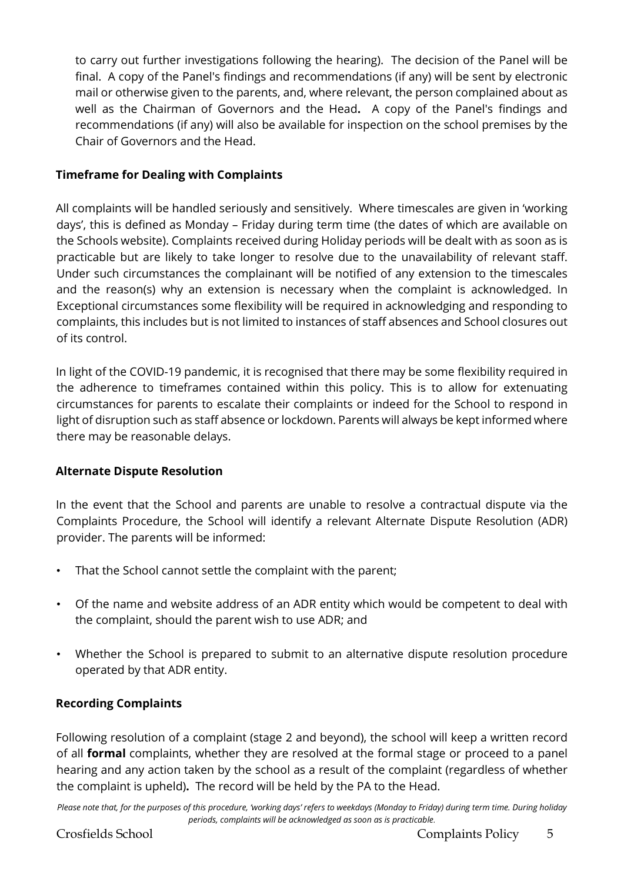to carry out further investigations following the hearing). The decision of the Panel will be final. A copy of the Panel's findings and recommendations (if any) will be sent by electronic mail or otherwise given to the parents, and, where relevant, the person complained about as well as the Chairman of Governors and the Head**.** A copy of the Panel's findings and recommendations (if any) will also be available for inspection on the school premises by the Chair of Governors and the Head.

**Timeframe for Dealing with Complaints**

All complaints will be handled seriously and sensitively. Where timescales are given in 'working days', this is defined as Monday – Friday during term time (the dates of which are available on the Schools website). Complaints received during Holiday periods will be dealt with as soon as is practicable but are likely to take longer to resolve due to the unavailability of relevant staff. Under such circumstances the complainant will be notified of any extension to the timescales and the reason(s) why an extension is necessary when the complaint is acknowledged. In Exceptional circumstances some flexibility will be required in acknowledging and responding to complaints, this includes but is not limited to instances of staff absences and School closures out of its control.

In light of the COVID-19 pandemic, it is recognised that there may be some flexibility required in the adherence to timeframes contained within this policy. This is to allow for extenuating circumstances for parents to escalate their complaints or indeed for the School to respond in light of disruption such as staff absence or lockdown. Parents will always be kept informed where there may be reasonable delays.

**Alternate Dispute Resolution**

In the event that the School and parents are unable to resolve a contractual dispute via the Complaints Procedure, the School will identify a relevant Alternate Dispute Resolution (ADR) provider. The parents will be informed:

- That the School cannot settle the complaint with the parent;
- Of the name and website address of an ADR entity which would be competent to deal with the complaint, should the parent wish to use ADR; and
- Whether the School is prepared to submit to an alternative dispute resolution procedure operated by that ADR entity.

**Recording Complaints**

Following resolution of a complaint (stage 2 and beyond), the school will keep a written record of all **formal** complaints, whether they are resolved at the formal stage or proceed to a panel hearing and any action taken by the school as a result of the complaint (regardless of whether the complaint is upheld)**.** The record will be held by the PA to the Head.

*Please note that, for the purposes of this procedure, 'working days' refers to weekdays (Monday to Friday) during term time. During holiday periods, complaints will be acknowledged as soon as is practicable.*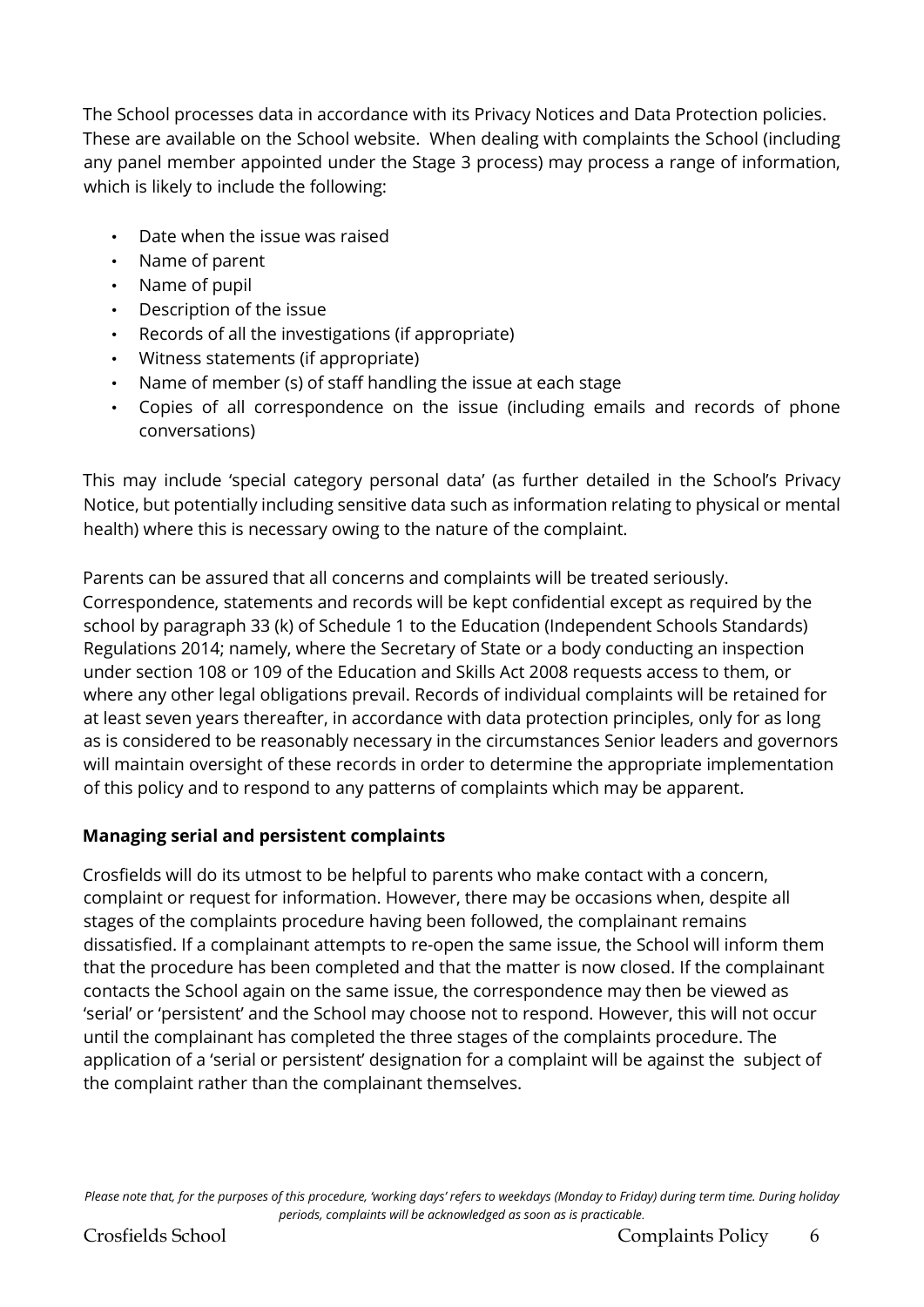The School processes data in accordance with its Privacy Notices and Data Protection policies. These are available on the School website. When dealing with complaints the School (including any panel member appointed under the Stage 3 process) may process a range of information, which is likely to include the following:

- Date when the issue was raised
- Name of parent
- Name of pupil
- Description of the issue
- Records of all the investigations (if appropriate)
- Witness statements (if appropriate)
- Name of member (s) of staff handling the issue at each stage
- Copies of all correspondence on the issue (including emails and records of phone conversations)

This may include 'special category personal data' (as further detailed in the School's Privacy Notice, but potentially including sensitive data such as information relating to physical or mental health) where this is necessary owing to the nature of the complaint.

Parents can be assured that all concerns and complaints will be treated seriously. Correspondence, statements and records will be kept confidential except as required by the school by paragraph 33 (k) of Schedule 1 to the Education (Independent Schools Standards) Regulations 2014; namely, where the Secretary of State or a body conducting an inspection under section 108 or 109 of the Education and Skills Act 2008 requests access to them, or where any other legal obligations prevail. Records of individual complaints will be retained for at least seven years thereafter, in accordance with data protection principles, only for as long as is considered to be reasonably necessary in the circumstances Senior leaders and governors will maintain oversight of these records in order to determine the appropriate implementation of this policy and to respond to any patterns of complaints which may be apparent.

**Managing serial and persistent complaints**

Crosfields will do its utmost to be helpful to parents who make contact with a concern, complaint or request for information. However, there may be occasions when, despite all stages of the complaints procedure having been followed, the complainant remains dissatisfied. If a complainant attempts to re-open the same issue, the School will inform them that the procedure has been completed and that the matter is now closed. If the complainant contacts the School again on the same issue, the correspondence may then be viewed as 'serial' or 'persistent' and the School may choose not to respond. However, this will not occur until the complainant has completed the three stages of the complaints procedure. The application of a 'serial or persistent' designation for a complaint will be against the subject of the complaint rather than the complainant themselves.

*Please note that, for the purposes of this procedure, 'working days' refers to weekdays (Monday to Friday) during term time. During holiday periods, complaints will be acknowledged as soon as is practicable.*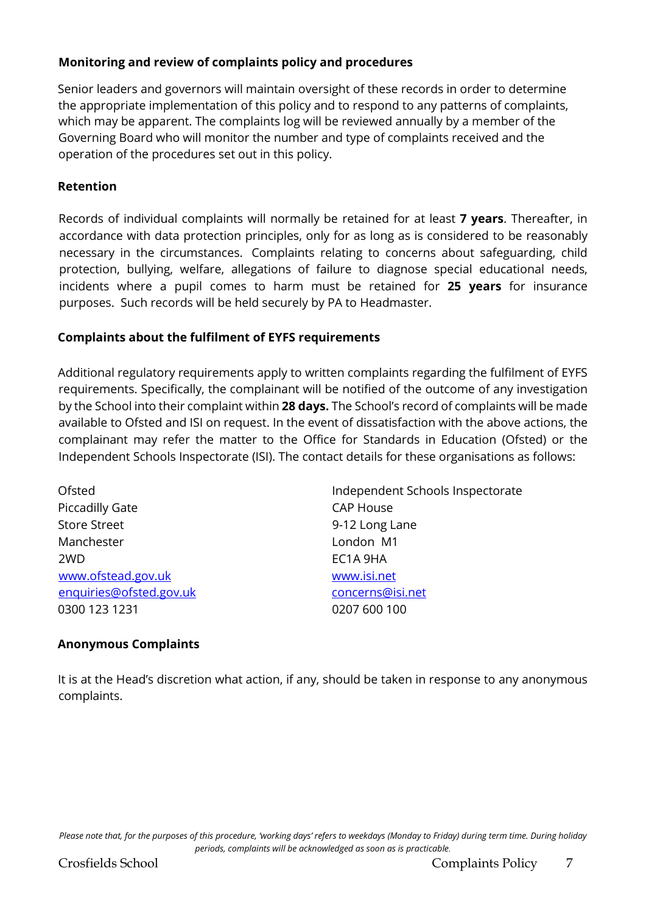## Monitoring and review of complaints policy and procedures

Senior leaders and governors will maintain oversight of these records in order to determine the appropriate implementation of this policy and to respond to any patterns of complaints, which may be apparent. The complaints log will be reviewed annually by a member of the Governing Board who will monitor the number and type of complaints received and the operation of the procedures set out in this policy.

## Retention

Records of individual complaints will normally be retained for at least **7 years**. Thereafter, in accordance with data protection principles, only for as long as is considered to be reasonably necessary in the circumstances. Complaints relating to concerns about safeguarding, child protection, bullying, welfare, allegations of failure to diagnose special educational needs, incidents where a pupil comes to harm must be retained for **25 years** for insurance purposes. Such records will be held securely by PA to Headmaster.

## Complaints about the fulfilment of EYFS requirements

Additional regulatory requirements apply to written complaints regarding the fulfilment of EYFS requirements. Specifically, the complainant will be notified of the outcome of any investigation by the School into their complaint within **28 days.** The School's record of complaints will be made available to Ofsted and ISI on request. In the event of dissatisfaction with the above actions, the complainant may refer the matter to the Office for Standards in Education (Ofsted) or the Independent Schools Inspectorate (ISI). The contact details for these organisations as follows:

Ofsted
Piccadilly Gate
Store Street
Manchester
2WD
[www.ofstead.gov.uk](www.ofstead.gov.uk)
[enquiries@ofsted.gov.uk](mailto:enquiries@ofsted.gov.uk)
0300 123 1231

Independent Schools Inspectorate
CAP House
9-12 Long Lane
London M1
EC1A 9HA
[www.isi.net](www.isi.net)
[concerns@isi.net](mailto:concerns@isi.net)
0207 600 100

## Anonymous Complaints

It is at the Head's discretion what action, if any, should be taken in response to any anonymous complaints.

*Please note that, for the purposes of this procedure, 'working days' refers to weekdays (Monday to Friday) during term time. During holiday periods, complaints will be acknowledged as soon as is practicable.*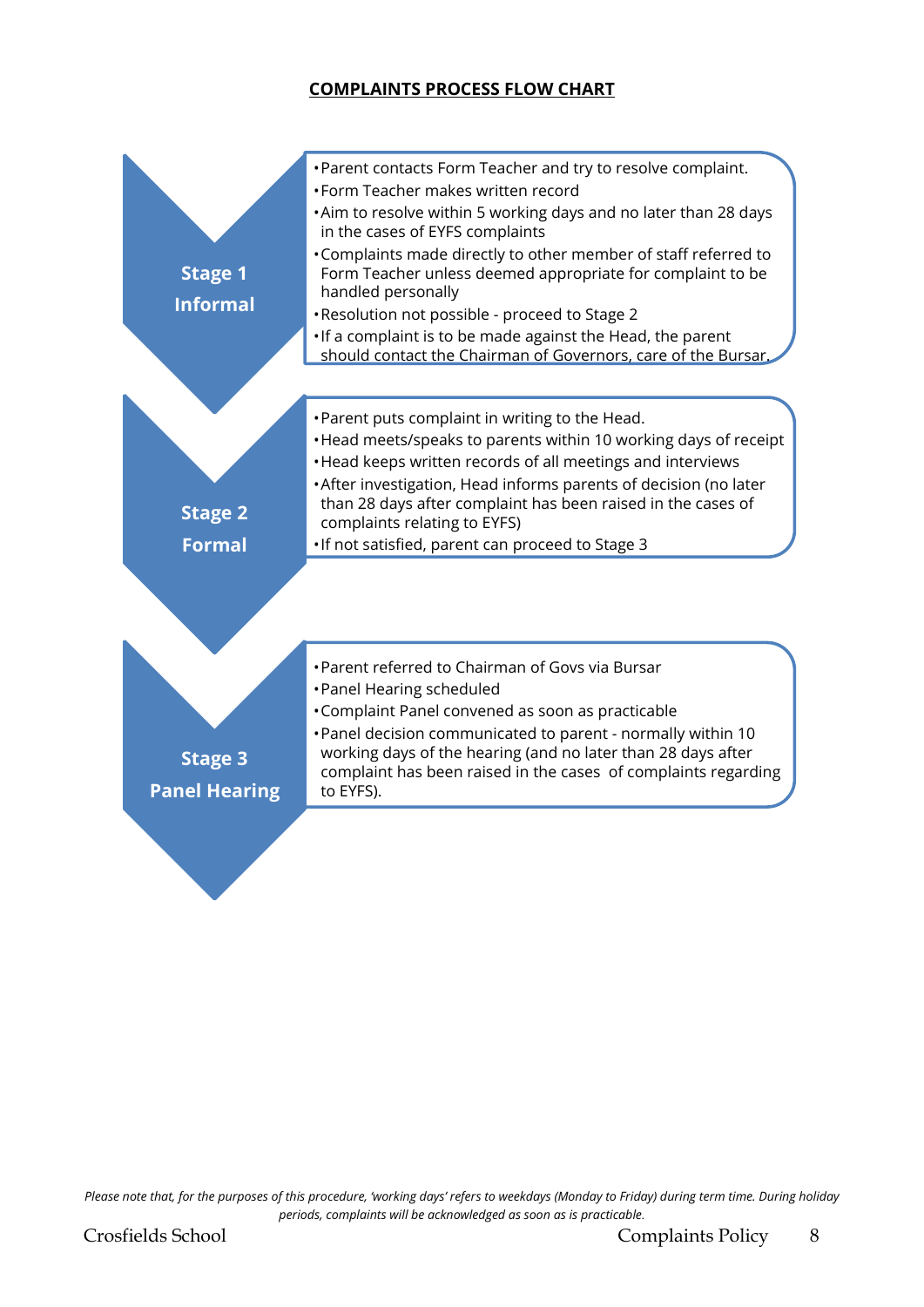## COMPLAINTS PROCESS FLOW CHART

### Stage 1 Informal

- Parent contacts Form Teacher and try to resolve complaint.
- Form Teacher makes written record
- Aim to resolve within 5 working days and no later than 28 days in the cases of EYFS complaints
- Complaints made directly to other member of staff referred to Form Teacher unless deemed appropriate for complaint to be handled personally
- Resolution not possible - proceed to Stage 2
- If a complaint is to be made against the Head, the parent should contact the Chairman of Governors, care of the Bursar.

### Stage 2 Formal

- Parent puts complaint in writing to the Head.
- Head meets/speaks to parents within 10 working days of receipt
- Head keeps written records of all meetings and interviews
- After investigation, Head informs parents of decision (no later than 28 days after complaint has been raised in the cases of complaints relating to EYFS)
- If not satisfied, parent can proceed to Stage 3

### Stage 3 Panel Hearing

- Parent referred to Chairman of Govs via Bursar
- Panel Hearing scheduled
- Complaint Panel convened as soon as practicable
- Panel decision communicated to parent - normally within 10 working days of the hearing (and no later than 28 days after complaint has been raised in the cases of complaints regarding to EYFS).

*Please note that, for the purposes of this procedure, 'working days' refers to weekdays (Monday to Friday) during term time. During holiday periods, complaints will be acknowledged as soon as is practicable.*